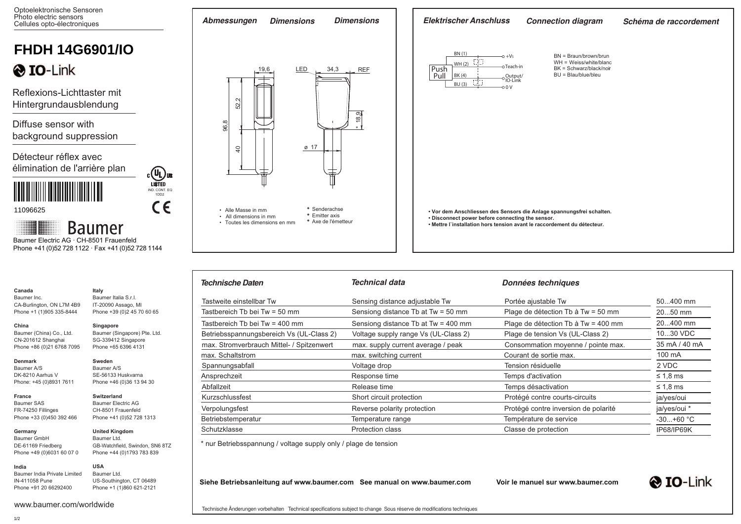Optoelektronische Sensoren
Photo electric sensors
Cellules opto-électroniques

# FHDH 14G6901/IO

IO-Link

Reflexions-Lichttaster mit Hintergrundausblendung

Diffuse sensor with background suppression

Détecteur réflex avec élimination de l'arrière plan

11096625

Baumer

Baumer Electric AG · CH-8501 Frauenfeld
Phone +41 (0)52 728 1122 · Fax +41 (0)52 728 1144

## Abmessungen / Dimensions / Dimensions

- Alle Masse in mm
- All dimensions in mm
- Toutes les dimensions en mm

\* Senderachse
\* Emitter axis
\* Axe de l'émetteur

## Elektrischer Anschluss / Connection diagram / Schéma de raccordement

BN = Braun/brown/brun
WH = Weiss/white/blanc
BK = Schwarz/black/noir
BU = Blau/blue/bleu

BN (1) +Vs
WH (2) Teach-in
BK (4) Output/IO-Link
BU (3) 0 V
Push Pull

- **Vor dem Anschliessen des Sensors die Anlage spannungsfrei schalten.**
- **Disconnect power before connecting the sensor.**
- **Mettre l`installation hors tension avant le raccordement du détecteur.**

## Technische Daten / Technical data / Données techniques

| Technische Daten | Technical data | Données techniques | |
|---|---|---|---|
| Tastweite einstellbar Tw | Sensing distance adjustable Tw | Portée ajustable Tw | 50...400 mm |
| Tastbereich Tb bei Tw = 50 mm | Sensiong distance Tb at Tw = 50 mm | Plage de détection Tb à Tw = 50 mm | 20...50 mm |
| Tastbereich Tb bei Tw = 400 mm | Sensiong distance Tb at Tw = 400 mm | Plage de détection Tb à Tw = 400 mm | 20...400 mm |
| Betriebsspannungsbereich Vs (UL-Class 2) | Voltage supply range Vs (UL-Class 2) | Plage de tension Vs (UL-Class 2) | 10...30 VDC |
| max. Stromverbrauch Mittel- / Spitzenwert | max. supply current average / peak | Consommation moyenne / pointe max. | 35 mA / 40 mA |
| max. Schaltstrom | max. switching current | Courant de sortie max. | 100 mA |
| Spannungsabfall | Voltage drop | Tension résiduelle | 2 VDC |
| Ansprechzeit | Response time | Temps d'activation | ≤ 1,8 ms |
| Abfallzeit | Release time | Temps désactivation | ≤ 1,8 ms |
| Kurzschlussfest | Short circuit protection | Protégé contre courts-circuits | ja/yes/oui |
| Verpolungsfest | Reverse polarity protection | Protégé contre inversion de polarité | ja/yes/oui * |
| Betriebstemperatur | Temperature range | Température de service | -30...+60 °C |
| Schutzklasse | Protection class | Classe de protection | IP68/IP69K |

\* nur Betriebsspannung / voltage supply only / plage de tension

**Siehe Betriebsanleitung auf www.baumer.com See manual on www.baumer.com Voir le manuel sur www.baumer.com**

Technische Änderungen vorbehalten Technical specifications subject to change Sous réserve de modifications techniques

**Canada**
Baumer Inc.
CA-Burlington, ON L7M 4B9
Phone +1 (1)905 335-8444

**China**
Baumer (China) Co., Ltd.
CN-201612 Shanghai
Phone +86 (0)21 6768 7095

**Denmark**
Baumer A/S
DK-8210 Aarhus V
Phone: +45 (0)8931 7611

**France**
Baumer SAS
FR-74250 Fillinges
Phone +33 (0)450 392 466

**Germany**
Baumer GmbH
DE-61169 Friedberg
Phone +49 (0)6031 60 07 0

**India**
Baumer India Private Limited
IN-411058 Pune
Phone +91 20 66292400

**Italy**
Baumer Italia S.r.l.
IT-20090 Assago, MI
Phone +39 (0)2 45 70 60 65

**Singapore**
Baumer (Singapore) Pte. Ltd.
SG-339412 Singapore
Phone +65 6396 4131

**Sweden**
Baumer A/S
SE-56133 Huskvarna
Phone +46 (0)36 13 94 30

**Switzerland**
Baumer Electric AG
CH-8501 Frauenfeld
Phone +41 (0)52 728 1313

**United Kingdom**
Baumer Ltd.
GB-Watchfield, Swindon, SN6 8TZ
Phone +44 (0)1793 783 839

**USA**
Baumer Ltd.
US-Southington, CT 06489
Phone +1 (1)860 621-2121

www.baumer.com/worldwide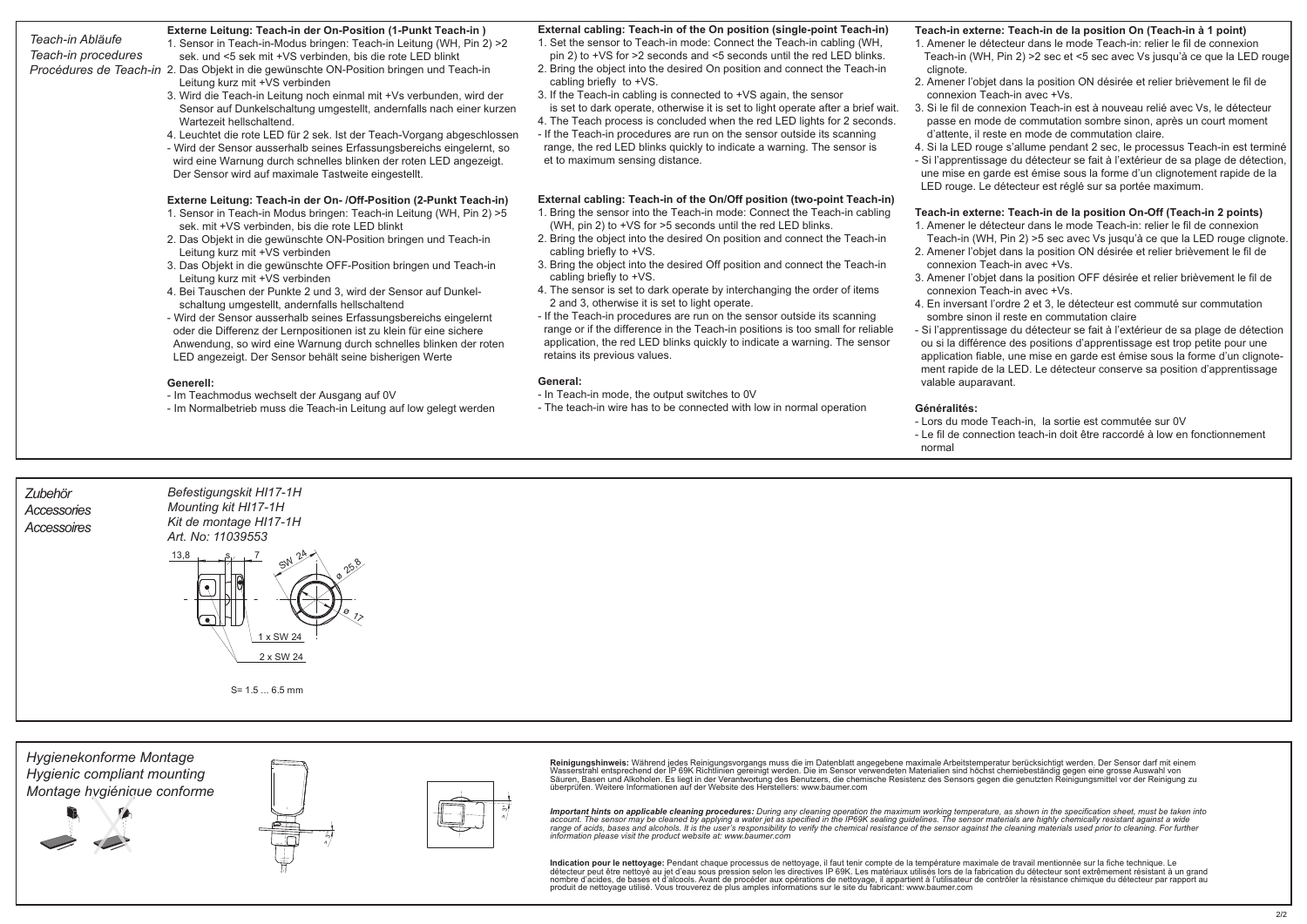## Teach-in Abläufe
## Teach-in procedures
## Procédures de Teach-in

### Externe Leitung: Teach-in der On-Position (1-Punkt Teach-in )

1. Sensor in Teach-in-Modus bringen: Teach-in Leitung (WH, Pin 2) >2 sek. und <5 sek mit +VS verbinden, bis die rote LED blinkt
2. Das Objekt in die gewünschte ON-Position bringen und Teach-in Leitung kurz mit +VS verbinden
3. Wird die Teach-in Leitung noch einmal mit +Vs verbunden, wird der Sensor auf Dunkelschaltung umgestellt, andernfalls nach einer kurzen Wartezeit hellschaltend.
4. Leuchtet die rote LED für 2 sek. Ist der Teach-Vorgang abgeschlossen

- Wird der Sensor ausserhalb seines Erfassungsbereichs eingelernt, so wird eine Warnung durch schnelles blinken der roten LED angezeigt. Der Sensor wird auf maximale Tastweite eingestellt.

### Externe Leitung: Teach-in der On- /Off-Position (2-Punkt Teach-in)

1. Sensor in Teach-in Modus bringen: Teach-in Leitung (WH, Pin 2) >5 sek. mit +VS verbinden, bis die rote LED blinkt
2. Das Objekt in die gewünschte ON-Position bringen und Teach-in Leitung kurz mit +VS verbinden
3. Das Objekt in die gewünschte OFF-Position bringen und Teach-in Leitung kurz mit +VS verbinden
4. Bei Tauschen der Punkte 2 und 3, wird der Sensor auf Dunkelschaltung umgestellt, andernfalls hellschaltend

- Wird der Sensor ausserhalb seines Erfassungsbereichs eingelernt oder die Differenz der Lernpositionen ist zu klein für eine sichere Anwendung, so wird eine Warnung durch schnelles blinken der roten LED angezeigt. Der Sensor behält seine bisherigen Werte

### Generell:

- Im Teachmodus wechselt der Ausgang auf 0V
- Im Normalbetrieb muss die Teach-in Leitung auf low gelegt werden

### External cabling: Teach-in of the On position (single-point Teach-in)

1. Set the sensor to Teach-in mode: Connect the Teach-in cabling (WH, pin 2) to +VS for >2 seconds and <5 seconds until the red LED blinks.
2. Bring the object into the desired On position and connect the Teach-in cabling briefly to +VS.
3. If the Teach-in cabling is connected to +VS again, the sensor is set to dark operate, otherwise it is set to light operate after a brief wait.
4. The Teach process is concluded when the red LED lights for 2 seconds.

- If the Teach-in procedures are run on the sensor outside its scanning range, the red LED blinks quickly to indicate a warning. The sensor is et to maximum sensing distance.

### External cabling: Teach-in of the On/Off position (two-point Teach-in)

1. Bring the sensor into the Teach-in mode: Connect the Teach-in cabling (WH, pin 2) to +VS for >5 seconds until the red LED blinks.
2. Bring the object into the desired On position and connect the Teach-in cabling briefly to +VS.
3. Bring the object into the desired Off position and connect the Teach-in cabling briefly to +VS.
4. The sensor is set to dark operate by interchanging the order of items 2 and 3, otherwise it is set to light operate.

- If the Teach-in procedures are run on the sensor outside its scanning range or if the difference in the Teach-in positions is too small for reliable application, the red LED blinks quickly to indicate a warning. The sensor retains its previous values.

### General:

- In Teach-in mode, the output switches to 0V
- The teach-in wire has to be connected with low in normal operation

### Teach-in externe: Teach-in de la position On (Teach-in à 1 point)

1. Amener le détecteur dans le mode Teach-in: relier le fil de connexion Teach-in (WH, Pin 2) >2 sec et <5 sec avec Vs jusqu'à ce que la LED rouge clignote.
2. Amener l'objet dans la position ON désirée et relier brièvement le fil de connexion Teach-in avec +Vs.
3. Si le fil de connexion Teach-in est à nouveau relié avec Vs, le détecteur passe en mode de commutation sombre sinon, après un court moment d'attente, il reste en mode de commutation claire.
4. Si la LED rouge s'allume pendant 2 sec, le processus Teach-in est terminé

- Si l'apprentissage du détecteur se fait à l'extérieur de sa plage de détection, une mise en garde est émise sous la forme d'un clignotement rapide de la LED rouge. Le détecteur est réglé sur sa portée maximum.

### Teach-in externe: Teach-in de la position On-Off (Teach-in 2 points)

1. Amener le détecteur dans le mode Teach-in: relier le fil de connexion Teach-in (WH, Pin 2) >5 sec avec Vs jusqu'à ce que la LED rouge clignote.
2. Amener l'objet dans la position ON désirée et relier brièvement le fil de connexion Teach-in avec +Vs.
3. Amener l'objet dans la position OFF désirée et relier brièvement le fil de connexion Teach-in avec +Vs.
4. En inversant l'ordre 2 et 3, le détecteur est commuté sur commutation sombre sinon il reste en commutation claire

- Si l'apprentissage du détecteur se fait à l'extérieur de sa plage de détection ou si la différence des positions d'apprentissage est trop petite pour une application fiable, une mise en garde est émise sous la forme d'un clignotement rapide de la LED. Le détecteur conserve sa position d'apprentissage valable auparavant.

### Généralités:

- Lors du mode Teach-in, la sortie est commutée sur 0V
- Le fil de connection teach-in doit être raccordé à low en fonctionnement normal

## Zubehör
## Accessories
## Accessoires

*Befestigungskit HI17-1H*
*Mounting kit HI17-1H*
*Kit de montage HI17-1H*
*Art. No: 11039553*

13,8
s
7
SW 24
ø 25,8
ø 17
1 x SW 24
2 x SW 24

S= 1.5 ... 6.5 mm

## Hygienekonforme Montage
## Hygienic compliant mounting
## Montage hygiénique conforme

**Reinigungshinweis:** Während jedes Reinigungsvorgangs muss die im Datenblatt angegebene maximale Arbeitstemperatur berücksichtigt werden. Der Sensor darf mit einem Wasserstrahl entsprechend der IP 69K Richtlinien gereinigt werden. Die im Sensor verwendeten Materialien sind höchst chemiebeständig gegen eine grosse Auswahl von Säuren, Basen und Alkoholen. Es liegt in der Verantwortung des Benutzers, die chemische Resistenz des Sensors gegen die genutzten Reinigungsmittel vor der Reinigung zu überprüfen. Weitere Informationen auf der Website des Herstellers: www.baumer.com

***Important hints on applicable cleaning procedures:*** *During any cleaning operation the maximum working temperature, as shown in the specification sheet, must be taken into account. The sensor may be cleaned by applying a water jet as specified in the IP69K sealing guidelines. The sensor materials are highly chemically resistant against a wide range of acids, bases and alcohols. It is the user's responsibility to verify the chemical resistance of the sensor against the cleaning materials used prior to cleaning. For further information please visit the product website at: www.baumer.com*

**Indication pour le nettoyage:** Pendant chaque processus de nettoyage, il faut tenir compte de la température maximale de travail mentionnée sur la fiche technique. Le détecteur peut être nettoyé au jet d'eau sous pression selon les directives IP 69K. Les matériaux utilisés lors de la fabrication du détecteur sont extrêmement résistant à un grand nombre d'acides, de bases et d'alcools. Avant de procéder aux opérations de nettoyage, il appartient à l'utilisateur de contrôler la résistance chimique du détecteur par rapport au produit de nettoyage utilisé. Vous trouverez de plus amples informations sur le site du fabricant: www.baumer.com